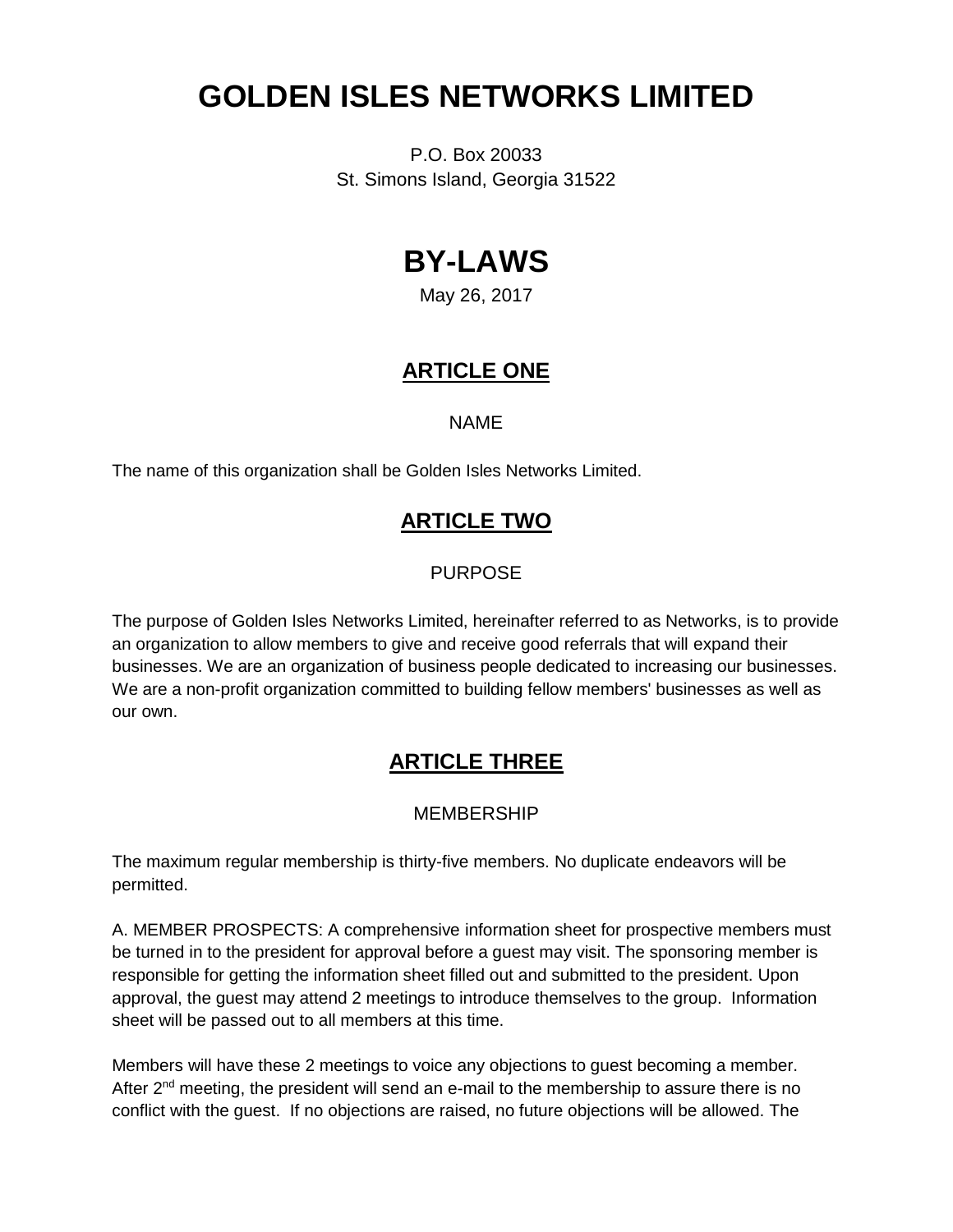# GOLDEN ISLES NETWORKS LIMITED

P.O. Box 20033
St. Simons Island, Georgia 31522

# BY-LAWS

May 26, 2017

## ARTICLE ONE

NAME

The name of this organization shall be Golden Isles Networks Limited.

## ARTICLE TWO

PURPOSE

The purpose of Golden Isles Networks Limited, hereinafter referred to as Networks, is to provide an organization to allow members to give and receive good referrals that will expand their businesses. We are an organization of business people dedicated to increasing our businesses. We are a non-profit organization committed to building fellow members' businesses as well as our own.

## ARTICLE THREE

MEMBERSHIP

The maximum regular membership is thirty-five members. No duplicate endeavors will be permitted.

A. MEMBER PROSPECTS: A comprehensive information sheet for prospective members must be turned in to the president for approval before a guest may visit. The sponsoring member is responsible for getting the information sheet filled out and submitted to the president. Upon approval, the guest may attend 2 meetings to introduce themselves to the group. Information sheet will be passed out to all members at this time.

Members will have these 2 meetings to voice any objections to guest becoming a member. After 2nd meeting, the president will send an e-mail to the membership to assure there is no conflict with the guest. If no objections are raised, no future objections will be allowed. The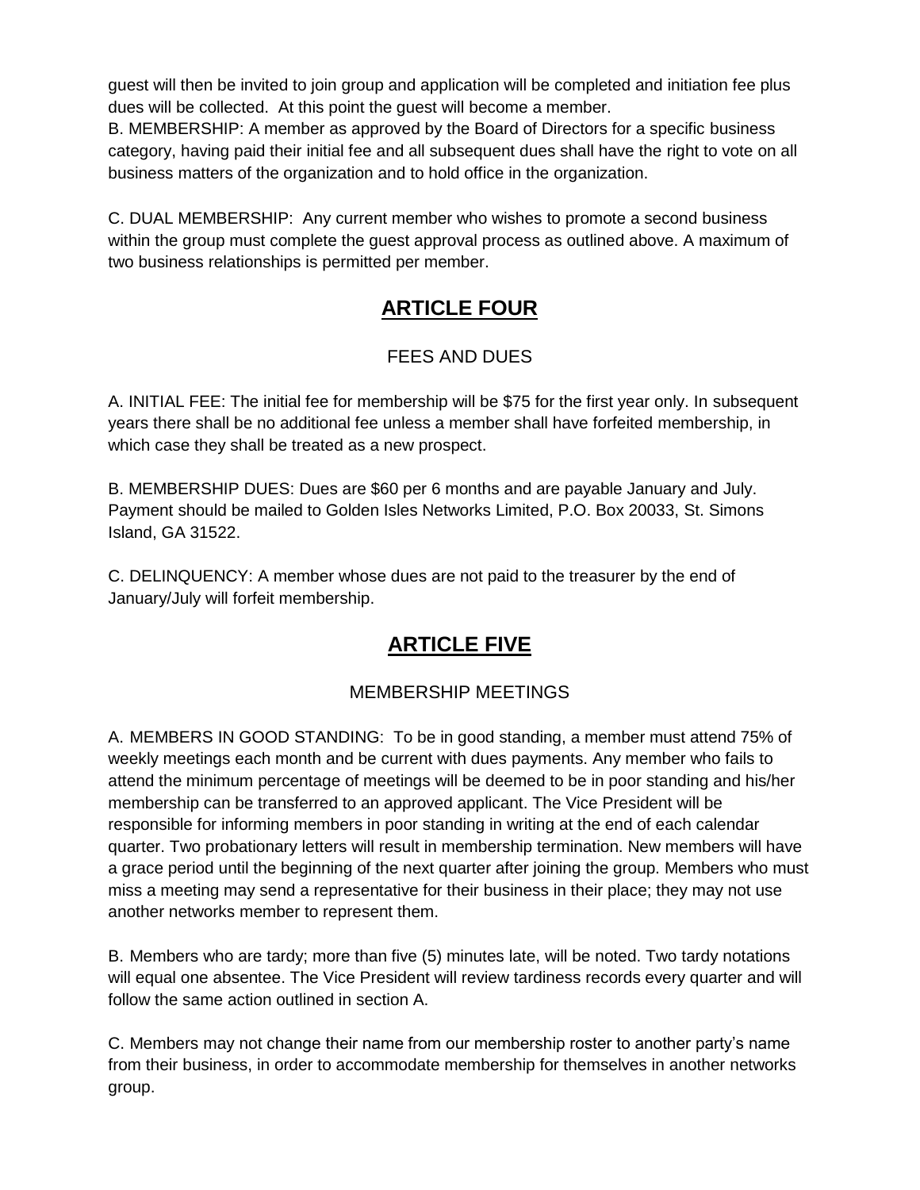guest will then be invited to join group and application will be completed and initiation fee plus dues will be collected. At this point the guest will become a member.

B. MEMBERSHIP: A member as approved by the Board of Directors for a specific business category, having paid their initial fee and all subsequent dues shall have the right to vote on all business matters of the organization and to hold office in the organization.

C. DUAL MEMBERSHIP: Any current member who wishes to promote a second business within the group must complete the guest approval process as outlined above. A maximum of two business relationships is permitted per member.

## ARTICLE FOUR

FEES AND DUES

A. INITIAL FEE: The initial fee for membership will be $75 for the first year only. In subsequent years there shall be no additional fee unless a member shall have forfeited membership, in which case they shall be treated as a new prospect.

B. MEMBERSHIP DUES: Dues are $60 per 6 months and are payable January and July. Payment should be mailed to Golden Isles Networks Limited, P.O. Box 20033, St. Simons Island, GA 31522.

C. DELINQUENCY: A member whose dues are not paid to the treasurer by the end of January/July will forfeit membership.

## ARTICLE FIVE

MEMBERSHIP MEETINGS

A. MEMBERS IN GOOD STANDING: To be in good standing, a member must attend 75% of weekly meetings each month and be current with dues payments. Any member who fails to attend the minimum percentage of meetings will be deemed to be in poor standing and his/her membership can be transferred to an approved applicant. The Vice President will be responsible for informing members in poor standing in writing at the end of each calendar quarter. Two probationary letters will result in membership termination. New members will have a grace period until the beginning of the next quarter after joining the group. Members who must miss a meeting may send a representative for their business in their place; they may not use another networks member to represent them.

B. Members who are tardy; more than five (5) minutes late, will be noted. Two tardy notations will equal one absentee. The Vice President will review tardiness records every quarter and will follow the same action outlined in section A.

C. Members may not change their name from our membership roster to another party's name from their business, in order to accommodate membership for themselves in another networks group.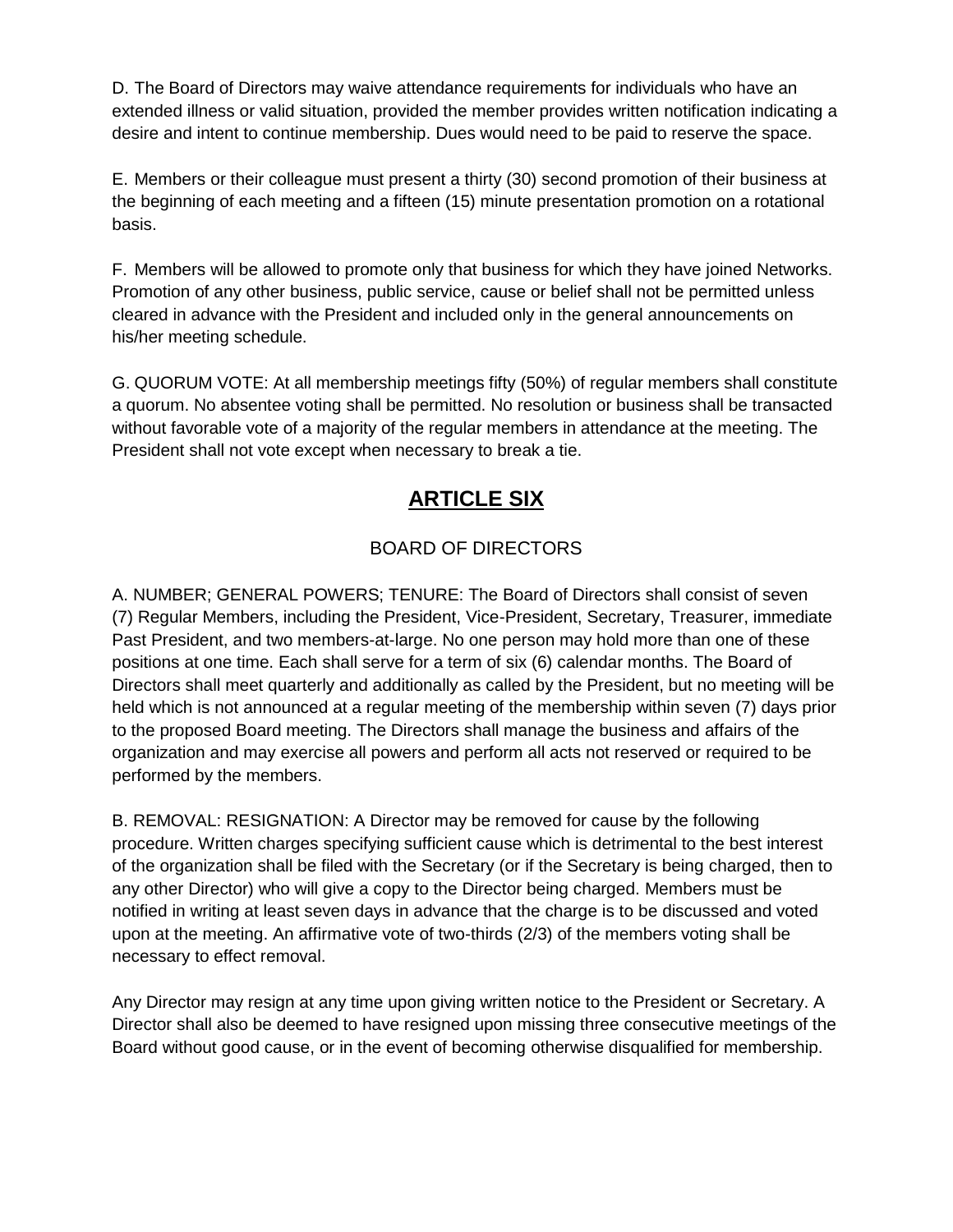D. The Board of Directors may waive attendance requirements for individuals who have an extended illness or valid situation, provided the member provides written notification indicating a desire and intent to continue membership. Dues would need to be paid to reserve the space.

E. Members or their colleague must present a thirty (30) second promotion of their business at the beginning of each meeting and a fifteen (15) minute presentation promotion on a rotational basis.

F. Members will be allowed to promote only that business for which they have joined Networks. Promotion of any other business, public service, cause or belief shall not be permitted unless cleared in advance with the President and included only in the general announcements on his/her meeting schedule.

G. QUORUM VOTE: At all membership meetings fifty (50%) of regular members shall constitute a quorum. No absentee voting shall be permitted. No resolution or business shall be transacted without favorable vote of a majority of the regular members in attendance at the meeting. The President shall not vote except when necessary to break a tie.

# ARTICLE SIX

## BOARD OF DIRECTORS

A. NUMBER; GENERAL POWERS; TENURE: The Board of Directors shall consist of seven (7) Regular Members, including the President, Vice-President, Secretary, Treasurer, immediate Past President, and two members-at-large. No one person may hold more than one of these positions at one time. Each shall serve for a term of six (6) calendar months. The Board of Directors shall meet quarterly and additionally as called by the President, but no meeting will be held which is not announced at a regular meeting of the membership within seven (7) days prior to the proposed Board meeting. The Directors shall manage the business and affairs of the organization and may exercise all powers and perform all acts not reserved or required to be performed by the members.

B. REMOVAL: RESIGNATION: A Director may be removed for cause by the following procedure. Written charges specifying sufficient cause which is detrimental to the best interest of the organization shall be filed with the Secretary (or if the Secretary is being charged, then to any other Director) who will give a copy to the Director being charged. Members must be notified in writing at least seven days in advance that the charge is to be discussed and voted upon at the meeting. An affirmative vote of two-thirds (2/3) of the members voting shall be necessary to effect removal.

Any Director may resign at any time upon giving written notice to the President or Secretary. A Director shall also be deemed to have resigned upon missing three consecutive meetings of the Board without good cause, or in the event of becoming otherwise disqualified for membership.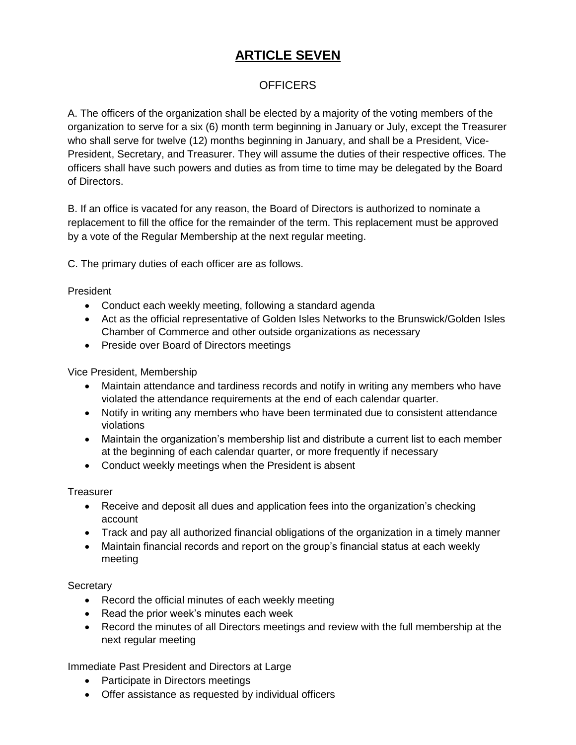# ARTICLE SEVEN

## OFFICERS

A. The officers of the organization shall be elected by a majority of the voting members of the organization to serve for a six (6) month term beginning in January or July, except the Treasurer who shall serve for twelve (12) months beginning in January, and shall be a President, Vice-President, Secretary, and Treasurer. They will assume the duties of their respective offices. The officers shall have such powers and duties as from time to time may be delegated by the Board of Directors.

B. If an office is vacated for any reason, the Board of Directors is authorized to nominate a replacement to fill the office for the remainder of the term. This replacement must be approved by a vote of the Regular Membership at the next regular meeting.

C. The primary duties of each officer are as follows.

President

- Conduct each weekly meeting, following a standard agenda
- Act as the official representative of Golden Isles Networks to the Brunswick/Golden Isles Chamber of Commerce and other outside organizations as necessary
- Preside over Board of Directors meetings

Vice President, Membership

- Maintain attendance and tardiness records and notify in writing any members who have violated the attendance requirements at the end of each calendar quarter.
- Notify in writing any members who have been terminated due to consistent attendance violations
- Maintain the organization's membership list and distribute a current list to each member at the beginning of each calendar quarter, or more frequently if necessary
- Conduct weekly meetings when the President is absent

Treasurer

- Receive and deposit all dues and application fees into the organization's checking account
- Track and pay all authorized financial obligations of the organization in a timely manner
- Maintain financial records and report on the group's financial status at each weekly meeting

Secretary

- Record the official minutes of each weekly meeting
- Read the prior week's minutes each week
- Record the minutes of all Directors meetings and review with the full membership at the next regular meeting

Immediate Past President and Directors at Large

- Participate in Directors meetings
- Offer assistance as requested by individual officers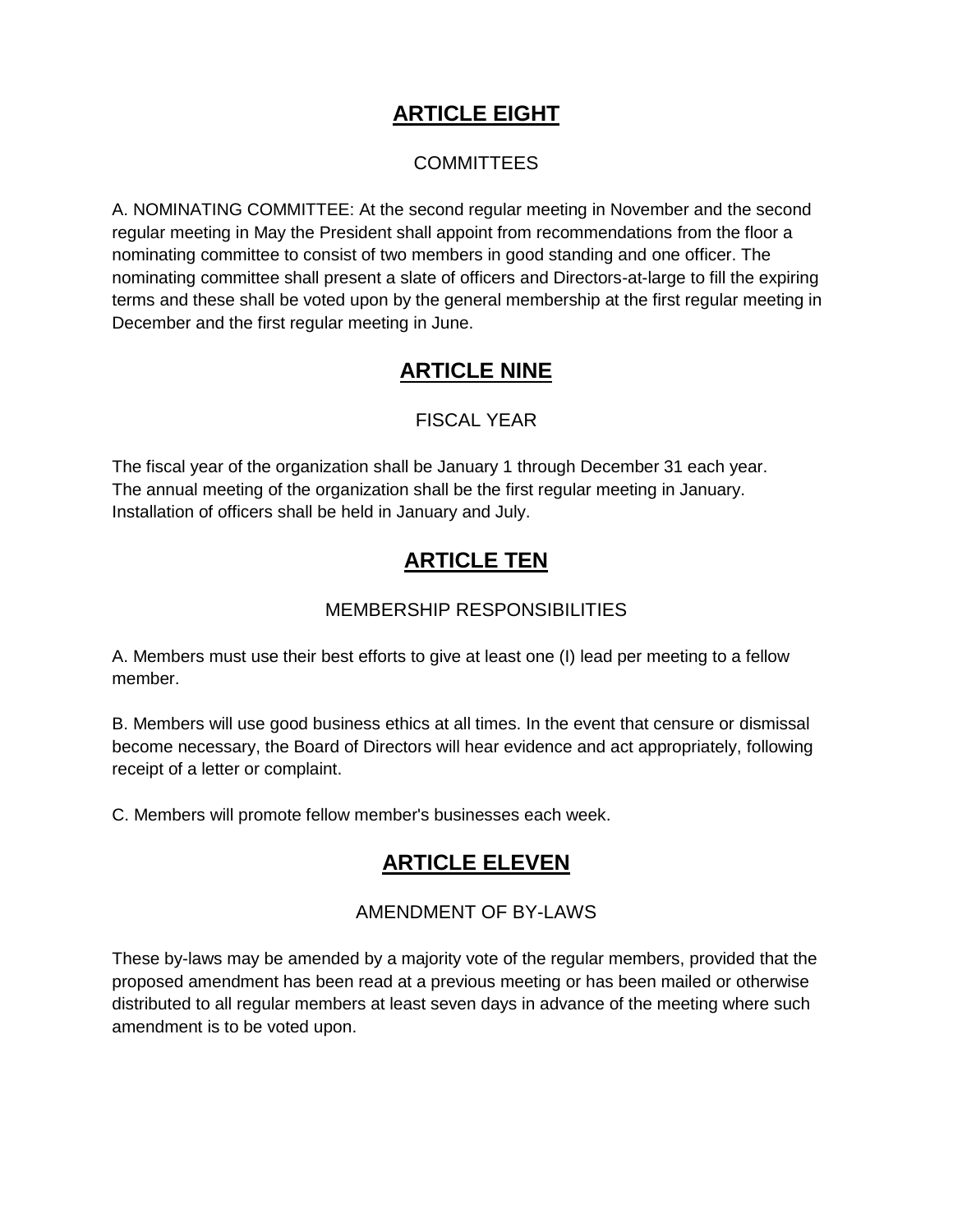## **ARTICLE EIGHT**

COMMITTEES

A. NOMINATING COMMITTEE: At the second regular meeting in November and the second regular meeting in May the President shall appoint from recommendations from the floor a nominating committee to consist of two members in good standing and one officer. The nominating committee shall present a slate of officers and Directors-at-large to fill the expiring terms and these shall be voted upon by the general membership at the first regular meeting in December and the first regular meeting in June.

## **ARTICLE NINE**

FISCAL YEAR

The fiscal year of the organization shall be January 1 through December 31 each year. The annual meeting of the organization shall be the first regular meeting in January. Installation of officers shall be held in January and July.

## **ARTICLE TEN**

MEMBERSHIP RESPONSIBILITIES

A. Members must use their best efforts to give at least one (I) lead per meeting to a fellow member.

B. Members will use good business ethics at all times. In the event that censure or dismissal become necessary, the Board of Directors will hear evidence and act appropriately, following receipt of a letter or complaint.

C. Members will promote fellow member's businesses each week.

## **ARTICLE ELEVEN**

AMENDMENT OF BY-LAWS

These by-laws may be amended by a majority vote of the regular members, provided that the proposed amendment has been read at a previous meeting or has been mailed or otherwise distributed to all regular members at least seven days in advance of the meeting where such amendment is to be voted upon.